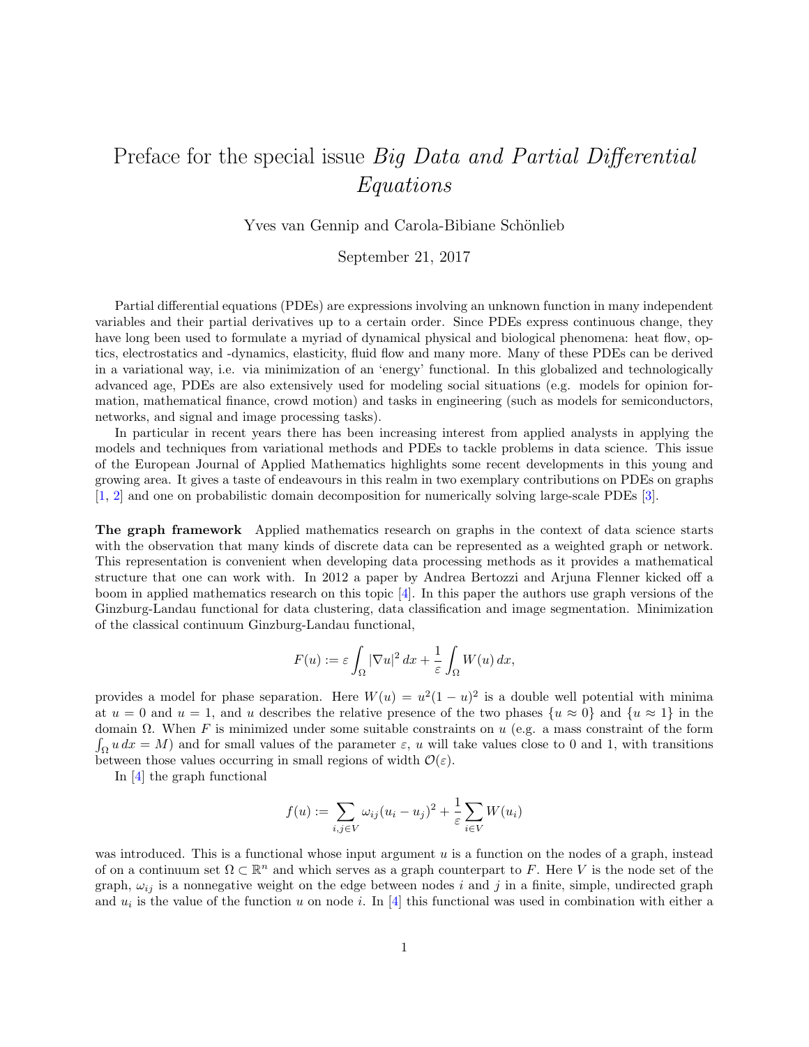# Preface for the special issue *Big Data and Partial Differential Equations*

Yves van Gennip and Carola-Bibiane Schönlieb

September 21, 2017

Partial differential equations (PDEs) are expressions involving an unknown function in many independent variables and their partial derivatives up to a certain order. Since PDEs express continuous change, they have long been used to formulate a myriad of dynamical physical and biological phenomena: heat flow, optics, electrostatics and -dynamics, elasticity, fluid flow and many more. Many of these PDEs can be derived in a variational way, i.e. via minimization of an 'energy' functional. In this globalized and technologically advanced age, PDEs are also extensively used for modeling social situations (e.g. models for opinion formation, mathematical finance, crowd motion) and tasks in engineering (such as models for semiconductors, networks, and signal and image processing tasks).

In particular in recent years there has been increasing interest from applied analysts in applying the models and techniques from variational methods and PDEs to tackle problems in data science. This issue of the European Journal of Applied Mathematics highlights some recent developments in this young and growing area. It gives a taste of endeavours in this realm in two exemplary contributions on PDEs on graphs [1, 2] and one on probabilistic domain decomposition for numerically solving large-scale PDEs [3].

**The graph framework** Applied mathematics research on graphs in the context of data science starts with the observation that many kinds of discrete data can be represented as a weighted graph or network. This representation is convenient when developing data processing methods as it provides a mathematical structure that one can work with. In 2012 a paper by Andrea Bertozzi and Arjuna Flenner kicked off a boom in applied mathematics research on this topic [4]. In this paper the authors use graph versions of the Ginzburg-Landau functional for data clustering, data classification and image segmentation. Minimization of the classical continuum Ginzburg-Landau functional,

$$F(u) := \varepsilon \int_\Omega |\nabla u|^2 \, dx + \frac{1}{\varepsilon} \int_\Omega W(u) \, dx,$$

provides a model for phase separation. Here $W(u) = u^2(1-u)^2$ is a double well potential with minima at $u = 0$ and $u = 1$, and $u$ describes the relative presence of the two phases $\{u \approx 0\}$ and $\{u \approx 1\}$ in the domain $\Omega$. When $F$ is minimized under some suitable constraints on $u$ (e.g. a mass constraint of the form $\int_\Omega u \, dx = M$) and for small values of the parameter $\varepsilon$, $u$ will take values close to 0 and 1, with transitions between those values occurring in small regions of width $\mathcal{O}(\varepsilon)$.

In [4] the graph functional

$$f(u) := \sum_{i,j \in V} \omega_{ij}(u_i - u_j)^2 + \frac{1}{\varepsilon} \sum_{i \in V} W(u_i)$$

was introduced. This is a functional whose input argument $u$ is a function on the nodes of a graph, instead of on a continuum set $\Omega \subset \mathbb{R}^n$ and which serves as a graph counterpart to $F$. Here $V$ is the node set of the graph, $\omega_{ij}$ is a nonnegative weight on the edge between nodes $i$ and $j$ in a finite, simple, undirected graph and $u_i$ is the value of the function $u$ on node $i$. In [4] this functional was used in combination with either a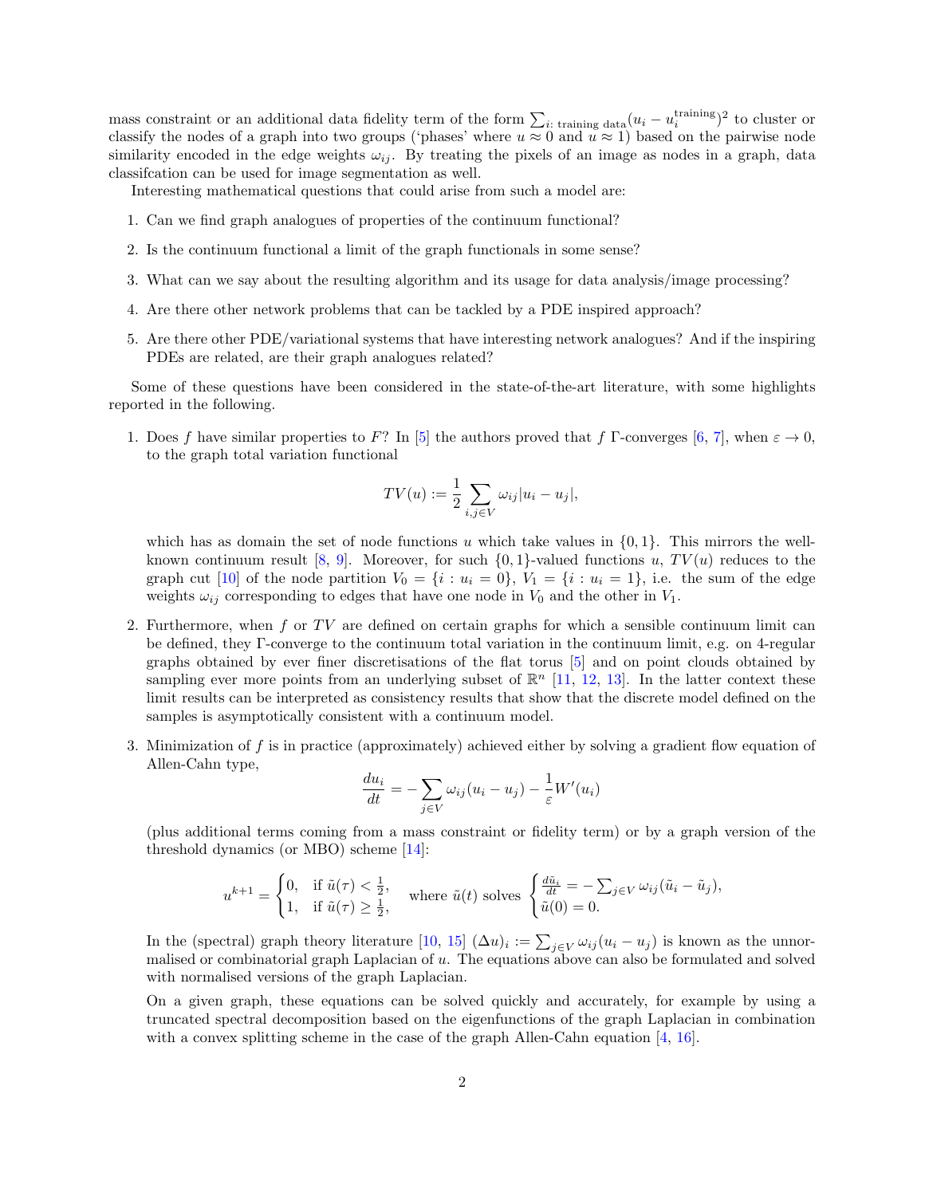mass constraint or an additional data fidelity term of the form $\sum_{i: \text{ training data}}(u_i - u_i^{\text{training}})^2$ to cluster or classify the nodes of a graph into two groups ('phases' where $u \approx 0$ and $u \approx 1$) based on the pairwise node similarity encoded in the edge weights $\omega_{ij}$. By treating the pixels of an image as nodes in a graph, data classifcation can be used for image segmentation as well.

Interesting mathematical questions that could arise from such a model are:

1. Can we find graph analogues of properties of the continuum functional?
2. Is the continuum functional a limit of the graph functionals in some sense?
3. What can we say about the resulting algorithm and its usage for data analysis/image processing?
4. Are there other network problems that can be tackled by a PDE inspired approach?
5. Are there other PDE/variational systems that have interesting network analogues? And if the inspiring PDEs are related, are their graph analogues related?

Some of these questions have been considered in the state-of-the-art literature, with some highlights reported in the following.

1. Does $f$ have similar properties to $F$? In [5] the authors proved that $f$ $\Gamma$-converges [6, 7], when $\varepsilon \to 0$, to the graph total variation functional

$$TV(u) := \frac{1}{2} \sum_{i,j \in V} \omega_{ij} |u_i - u_j|,$$

which has as domain the set of node functions $u$ which take values in $\{0, 1\}$. This mirrors the well-known continuum result [8, 9]. Moreover, for such $\{0, 1\}$-valued functions $u$, $TV(u)$ reduces to the graph cut [10] of the node partition $V_0 = \{i : u_i = 0\}$, $V_1 = \{i : u_i = 1\}$, i.e. the sum of the edge weights $\omega_{ij}$ corresponding to edges that have one node in $V_0$ and the other in $V_1$.

2. Furthermore, when $f$ or $TV$ are defined on certain graphs for which a sensible continuum limit can be defined, they $\Gamma$-converge to the continuum total variation in the continuum limit, e.g. on 4-regular graphs obtained by ever finer discretisations of the flat torus [5] and on point clouds obtained by sampling ever more points from an underlying subset of $\mathbb{R}^n$ [11, 12, 13]. In the latter context these limit results can be interpreted as consistency results that show that the discrete model defined on the samples is asymptotically consistent with a continuum model.

3. Minimization of $f$ is in practice (approximately) achieved either by solving a gradient flow equation of Allen-Cahn type,

$$\frac{du_i}{dt} = -\sum_{j \in V} \omega_{ij}(u_i - u_j) - \frac{1}{\varepsilon} W'(u_i)$$

(plus additional terms coming from a mass constraint or fidelity term) or by a graph version of the threshold dynamics (or MBO) scheme [14]:

$$u^{k+1} = \begin{cases} 0, & \text{if } \tilde{u}(\tau) < \frac{1}{2}, \\ 1, & \text{if } \tilde{u}(\tau) \geq \frac{1}{2}, \end{cases} \quad \text{where } \tilde{u}(t) \text{ solves } \begin{cases} \frac{d\tilde{u}_i}{dt} = -\sum_{j \in V} \omega_{ij}(\tilde{u}_i - \tilde{u}_j), \\ \tilde{u}(0) = 0. \end{cases}$$

In the (spectral) graph theory literature [10, 15] $(\Delta u)_i := \sum_{j \in V} \omega_{ij}(u_i - u_j)$ is known as the unnormalised or combinatorial graph Laplacian of $u$. The equations above can also be formulated and solved with normalised versions of the graph Laplacian.

On a given graph, these equations can be solved quickly and accurately, for example by using a truncated spectral decomposition based on the eigenfunctions of the graph Laplacian in combination with a convex splitting scheme in the case of the graph Allen-Cahn equation [4, 16].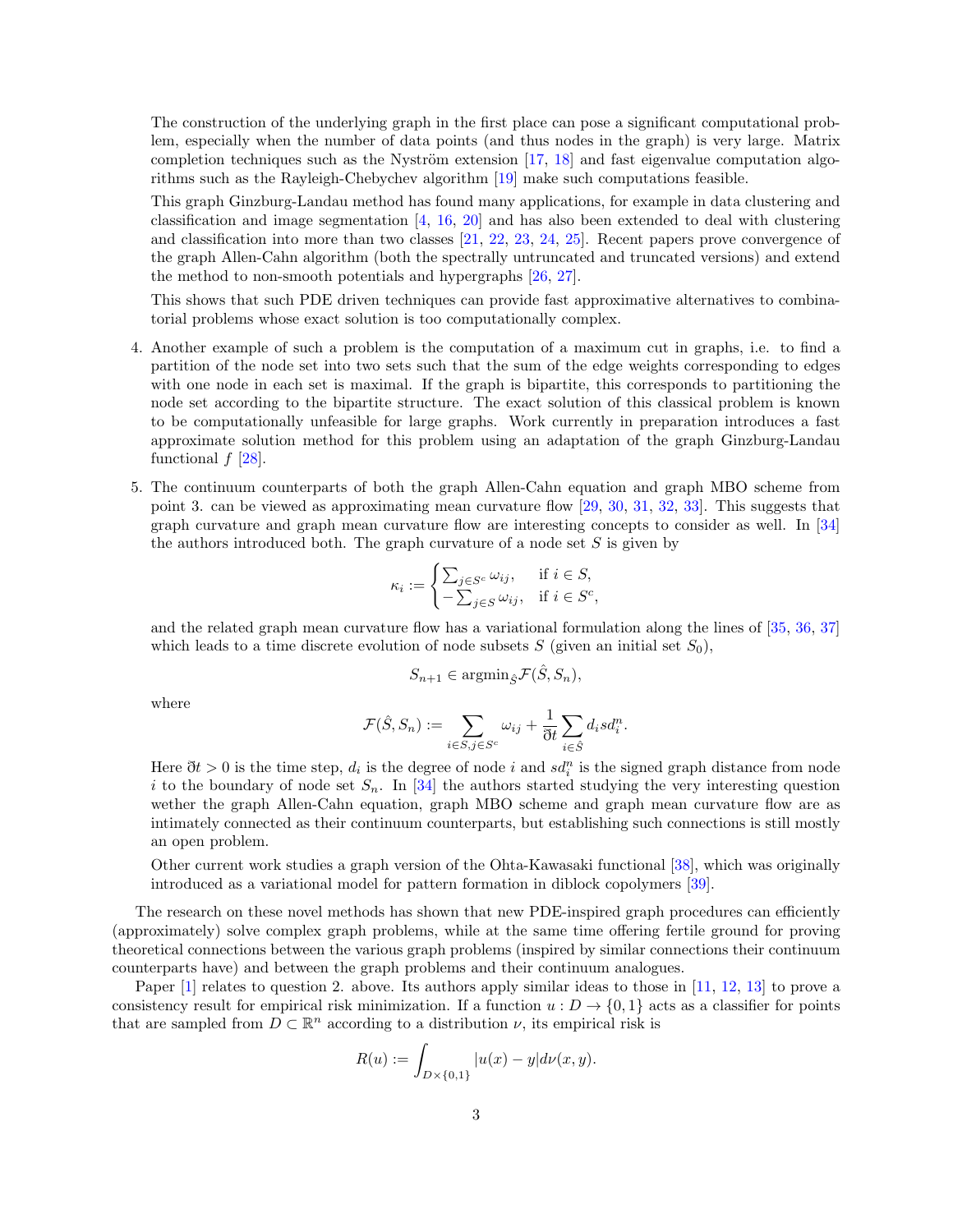The construction of the underlying graph in the first place can pose a significant computational problem, especially when the number of data points (and thus nodes in the graph) is very large. Matrix completion techniques such as the Nyström extension [17, 18] and fast eigenvalue computation algorithms such as the Rayleigh-Chebychev algorithm [19] make such computations feasible.

This graph Ginzburg-Landau method has found many applications, for example in data clustering and classification and image segmentation [4, 16, 20] and has also been extended to deal with clustering and classification into more than two classes [21, 22, 23, 24, 25]. Recent papers prove convergence of the graph Allen-Cahn algorithm (both the spectrally untruncated and truncated versions) and extend the method to non-smooth potentials and hypergraphs [26, 27].

This shows that such PDE driven techniques can provide fast approximative alternatives to combinatorial problems whose exact solution is too computationally complex.

4. Another example of such a problem is the computation of a maximum cut in graphs, i.e. to find a partition of the node set into two sets such that the sum of the edge weights corresponding to edges with one node in each set is maximal. If the graph is bipartite, this corresponds to partitioning the node set according to the bipartite structure. The exact solution of this classical problem is known to be computationally unfeasible for large graphs. Work currently in preparation introduces a fast approximate solution method for this problem using an adaptation of the graph Ginzburg-Landau functional $f$ [28].

5. The continuum counterparts of both the graph Allen-Cahn equation and graph MBO scheme from point 3. can be viewed as approximating mean curvature flow [29, 30, 31, 32, 33]. This suggests that graph curvature and graph mean curvature flow are interesting concepts to consider as well. In [34] the authors introduced both. The graph curvature of a node set $S$ is given by

$$\kappa_i := \begin{cases} \sum_{j \in S^c} \omega_{ij}, & \text{if } i \in S, \\ -\sum_{j \in S} \omega_{ij}, & \text{if } i \in S^c, \end{cases}$$

and the related graph mean curvature flow has a variational formulation along the lines of [35, 36, 37] which leads to a time discrete evolution of node subsets $S$ (given an initial set $S_0$),

$$S_{n+1} \in \text{argmin}_{\hat{S}} \mathcal{F}(\hat{S}, S_n),$$

where

$$\mathcal{F}(\hat{S}, S_n) := \sum_{i \in S, j \in S^c} \omega_{ij} + \frac{1}{\eth t} \sum_{i \in \hat{S}} d_i sd_i^n.$$

Here $\eth t > 0$ is the time step, $d_i$ is the degree of node $i$ and $sd_i^n$ is the signed graph distance from node $i$ to the boundary of node set $S_n$. In [34] the authors started studying the very interesting question wether the graph Allen-Cahn equation, graph MBO scheme and graph mean curvature flow are as intimately connected as their continuum counterparts, but establishing such connections is still mostly an open problem.

Other current work studies a graph version of the Ohta-Kawasaki functional [38], which was originally introduced as a variational model for pattern formation in diblock copolymers [39].

The research on these novel methods has shown that new PDE-inspired graph procedures can efficiently (approximately) solve complex graph problems, while at the same time offering fertile ground for proving theoretical connections between the various graph problems (inspired by similar connections their continuum counterparts have) and between the graph problems and their continuum analogues.

Paper [1] relates to question 2. above. Its authors apply similar ideas to those in [11, 12, 13] to prove a consistency result for empirical risk minimization. If a function $u : D \to \{0, 1\}$ acts as a classifier for points that are sampled from $D \subset \mathbb{R}^n$ according to a distribution $\nu$, its empirical risk is

$$R(u) := \int_{D \times \{0,1\}} |u(x) - y| d\nu(x, y).$$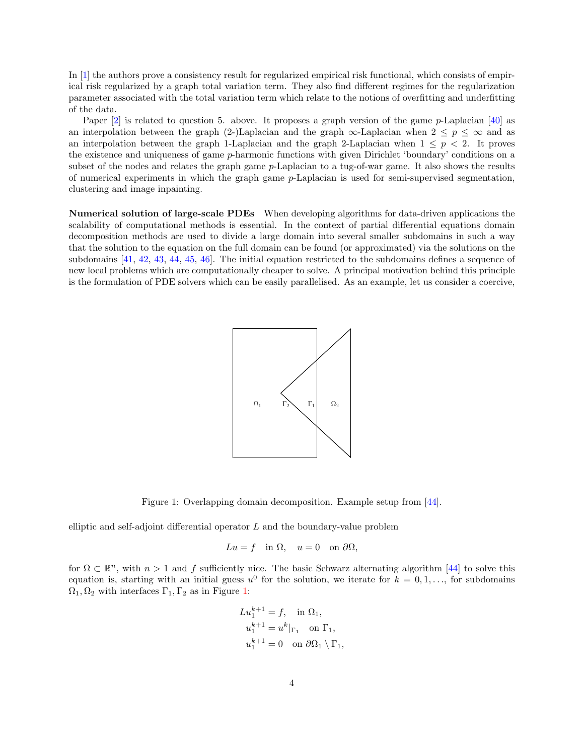In [1] the authors prove a consistency result for regularized empirical risk functional, which consists of empirical risk regularized by a graph total variation term. They also find different regimes for the regularization parameter associated with the total variation term which relate to the notions of overfitting and underfitting of the data.

Paper [2] is related to question 5. above. It proposes a graph version of the game $p$-Laplacian [40] as an interpolation between the graph (2-)Laplacian and the graph $\infty$-Laplacian when $2 \leq p \leq \infty$ and as an interpolation between the graph 1-Laplacian and the graph 2-Laplacian when $1 \leq p < 2$. It proves the existence and uniqueness of game $p$-harmonic functions with given Dirichlet 'boundary' conditions on a subset of the nodes and relates the graph game $p$-Laplacian to a tug-of-war game. It also shows the results of numerical experiments in which the graph game $p$-Laplacian is used for semi-supervised segmentation, clustering and image inpainting.

**Numerical solution of large-scale PDEs** When developing algorithms for data-driven applications the scalability of computational methods is essential. In the context of partial differential equations domain decomposition methods are used to divide a large domain into several smaller subdomains in such a way that the solution to the equation on the full domain can be found (or approximated) via the solutions on the subdomains [41, 42, 43, 44, 45, 46]. The initial equation restricted to the subdomains defines a sequence of new local problems which are computationally cheaper to solve. A principal motivation behind this principle is the formulation of PDE solvers which can be easily parallelised. As an example, let us consider a coercive, elliptic and self-adjoint differential operator $L$ and the boundary-value problem

Figure 1: Overlapping domain decomposition. Example setup from [44].

$$Lu = f \quad \text{in } \Omega, \quad u = 0 \quad \text{on } \partial\Omega,$$

for $\Omega \subset \mathbb{R}^n$, with $n > 1$ and $f$ sufficiently nice. The basic Schwarz alternating algorithm [44] to solve this equation is, starting with an initial guess $u^0$ for the solution, we iterate for $k = 0, 1, \ldots$, for subdomains $\Omega_1, \Omega_2$ with interfaces $\Gamma_1, \Gamma_2$ as in Figure 1:

$$\begin{aligned}
Lu_1^{k+1} &= f, \quad \text{in } \Omega_1, \\
u_1^{k+1} &= u^k|_{\Gamma_1} \quad \text{on } \Gamma_1, \\
u_1^{k+1} &= 0 \quad \text{on } \partial\Omega_1 \setminus \Gamma_1,
\end{aligned}$$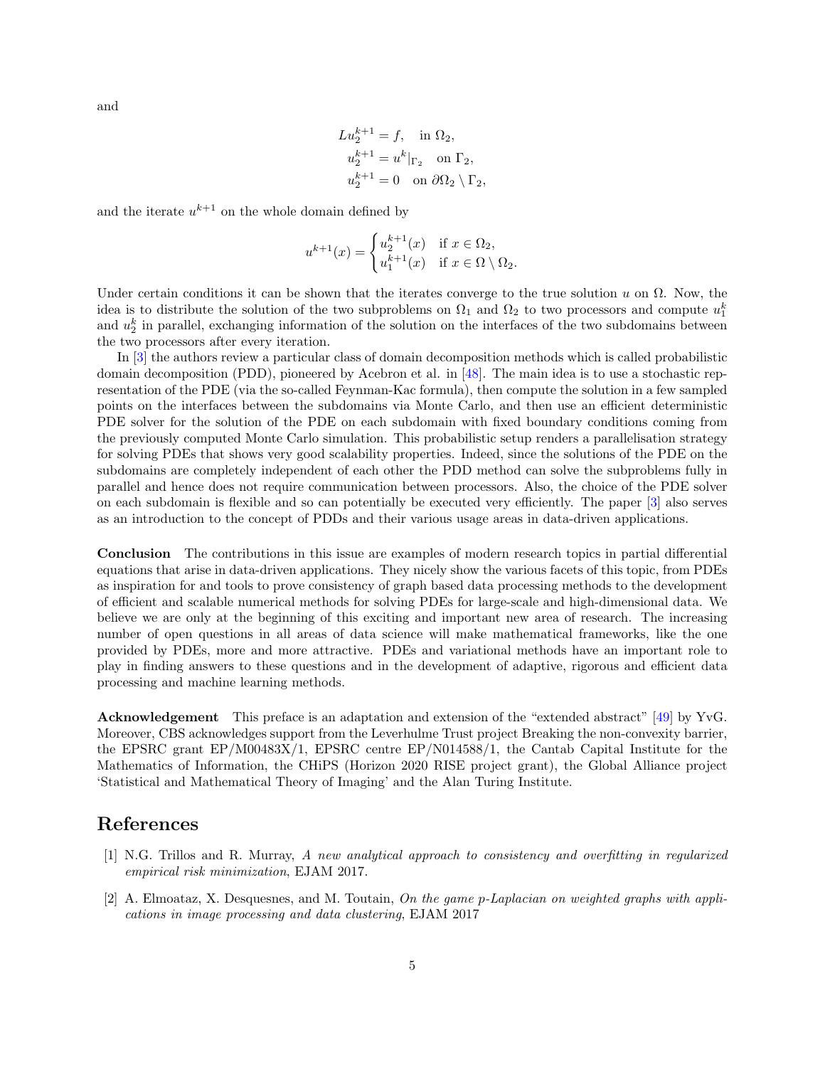and

$$
\begin{aligned}
Lu_2^{k+1} &= f, \quad \text{in } \Omega_2, \\
u_2^{k+1} &= u^k|_{\Gamma_2} \quad \text{on } \Gamma_2, \\
u_2^{k+1} &= 0 \quad \text{on } \partial\Omega_2 \setminus \Gamma_2,
\end{aligned}
$$

and the iterate $u^{k+1}$ on the whole domain defined by

$$
u^{k+1}(x) = \begin{cases} u_2^{k+1}(x) & \text{if } x \in \Omega_2, \\ u_1^{k+1}(x) & \text{if } x \in \Omega \setminus \Omega_2. \end{cases}
$$

Under certain conditions it can be shown that the iterates converge to the true solution $u$ on $\Omega$. Now, the idea is to distribute the solution of the two subproblems on $\Omega_1$ and $\Omega_2$ to two processors and compute $u_1^k$ and $u_2^k$ in parallel, exchanging information of the solution on the interfaces of the two subdomains between the two processors after every iteration.

In [3] the authors review a particular class of domain decomposition methods which is called probabilistic domain decomposition (PDD), pioneered by Acebron et al. in [48]. The main idea is to use a stochastic representation of the PDE (via the so-called Feynman-Kac formula), then compute the solution in a few sampled points on the interfaces between the subdomains via Monte Carlo, and then use an efficient deterministic PDE solver for the solution of the PDE on each subdomain with fixed boundary conditions coming from the previously computed Monte Carlo simulation. This probabilistic setup renders a parallelisation strategy for solving PDEs that shows very good scalability properties. Indeed, since the solutions of the PDE on the subdomains are completely independent of each other the PDD method can solve the subproblems fully in parallel and hence does not require communication between processors. Also, the choice of the PDE solver on each subdomain is flexible and so can potentially be executed very efficiently. The paper [3] also serves as an introduction to the concept of PDDs and their various usage areas in data-driven applications.

**Conclusion** The contributions in this issue are examples of modern research topics in partial differential equations that arise in data-driven applications. They nicely show the various facets of this topic, from PDEs as inspiration for and tools to prove consistency of graph based data processing methods to the development of efficient and scalable numerical methods for solving PDEs for large-scale and high-dimensional data. We believe we are only at the beginning of this exciting and important new area of research. The increasing number of open questions in all areas of data science will make mathematical frameworks, like the one provided by PDEs, more and more attractive. PDEs and variational methods have an important role to play in finding answers to these questions and in the development of adaptive, rigorous and efficient data processing and machine learning methods.

**Acknowledgement** This preface is an adaptation and extension of the "extended abstract" [49] by YvG. Moreover, CBS acknowledges support from the Leverhulme Trust project Breaking the non-convexity barrier, the EPSRC grant EP/M00483X/1, EPSRC centre EP/N014588/1, the Cantab Capital Institute for the Mathematics of Information, the CHiPS (Horizon 2020 RISE project grant), the Global Alliance project 'Statistical and Mathematical Theory of Imaging' and the Alan Turing Institute.

## References

[1] N.G. Trillos and R. Murray, *A new analytical approach to consistency and overfitting in regularized empirical risk minimization*, EJAM 2017.

[2] A. Elmoataz, X. Desquesnes, and M. Toutain, *On the game p-Laplacian on weighted graphs with applications in image processing and data clustering*, EJAM 2017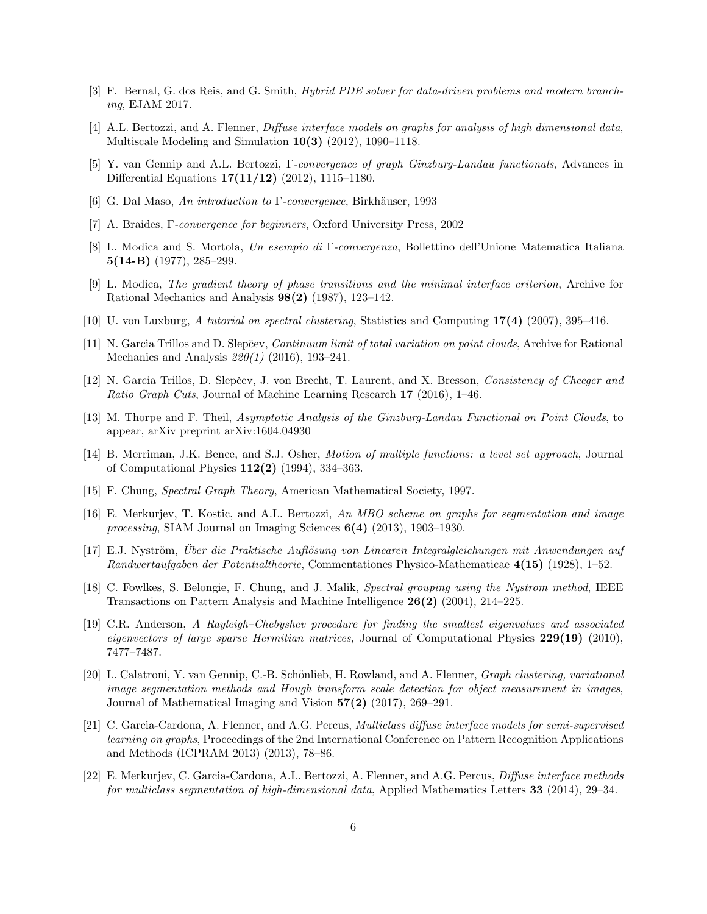[3] F. Bernal, G. dos Reis, and G. Smith, *Hybrid PDE solver for data-driven problems and modern branching*, EJAM 2017.

[4] A.L. Bertozzi, and A. Flenner, *Diffuse interface models on graphs for analysis of high dimensional data*, Multiscale Modeling and Simulation **10(3)** (2012), 1090–1118.

[5] Y. van Gennip and A.L. Bertozzi, *Γ-convergence of graph Ginzburg-Landau functionals*, Advances in Differential Equations **17(11/12)** (2012), 1115–1180.

[6] G. Dal Maso, *An introduction to Γ-convergence*, Birkhäuser, 1993

[7] A. Braides, *Γ-convergence for beginners*, Oxford University Press, 2002

[8] L. Modica and S. Mortola, *Un esempio di Γ-convergenza*, Bollettino dell'Unione Matematica Italiana **5(14-B)** (1977), 285–299.

[9] L. Modica, *The gradient theory of phase transitions and the minimal interface criterion*, Archive for Rational Mechanics and Analysis **98(2)** (1987), 123–142.

[10] U. von Luxburg, *A tutorial on spectral clustering*, Statistics and Computing **17(4)** (2007), 395–416.

[11] N. Garcia Trillos and D. Slepčev, *Continuum limit of total variation on point clouds*, Archive for Rational Mechanics and Analysis *220(1)* (2016), 193–241.

[12] N. Garcia Trillos, D. Slepčev, J. von Brecht, T. Laurent, and X. Bresson, *Consistency of Cheeger and Ratio Graph Cuts*, Journal of Machine Learning Research **17** (2016), 1–46.

[13] M. Thorpe and F. Theil, *Asymptotic Analysis of the Ginzburg-Landau Functional on Point Clouds*, to appear, arXiv preprint arXiv:1604.04930

[14] B. Merriman, J.K. Bence, and S.J. Osher, *Motion of multiple functions: a level set approach*, Journal of Computational Physics **112(2)** (1994), 334–363.

[15] F. Chung, *Spectral Graph Theory*, American Mathematical Society, 1997.

[16] E. Merkurjev, T. Kostic, and A.L. Bertozzi, *An MBO scheme on graphs for segmentation and image processing*, SIAM Journal on Imaging Sciences **6(4)** (2013), 1903–1930.

[17] E.J. Nyström, *Über die Praktische Auflösung von Linearen Integralgleichungen mit Anwendungen auf Randwertaufgaben der Potentialtheorie*, Commentationes Physico-Mathematicae **4(15)** (1928), 1–52.

[18] C. Fowlkes, S. Belongie, F. Chung, and J. Malik, *Spectral grouping using the Nystrom method*, IEEE Transactions on Pattern Analysis and Machine Intelligence **26(2)** (2004), 214–225.

[19] C.R. Anderson, *A Rayleigh–Chebyshev procedure for finding the smallest eigenvalues and associated eigenvectors of large sparse Hermitian matrices*, Journal of Computational Physics **229(19)** (2010), 7477–7487.

[20] L. Calatroni, Y. van Gennip, C.-B. Schönlieb, H. Rowland, and A. Flenner, *Graph clustering, variational image segmentation methods and Hough transform scale detection for object measurement in images*, Journal of Mathematical Imaging and Vision **57(2)** (2017), 269–291.

[21] C. Garcia-Cardona, A. Flenner, and A.G. Percus, *Multiclass diffuse interface models for semi-supervised learning on graphs*, Proceedings of the 2nd International Conference on Pattern Recognition Applications and Methods (ICPRAM 2013) (2013), 78–86.

[22] E. Merkurjev, C. Garcia-Cardona, A.L. Bertozzi, A. Flenner, and A.G. Percus, *Diffuse interface methods for multiclass segmentation of high-dimensional data*, Applied Mathematics Letters **33** (2014), 29–34.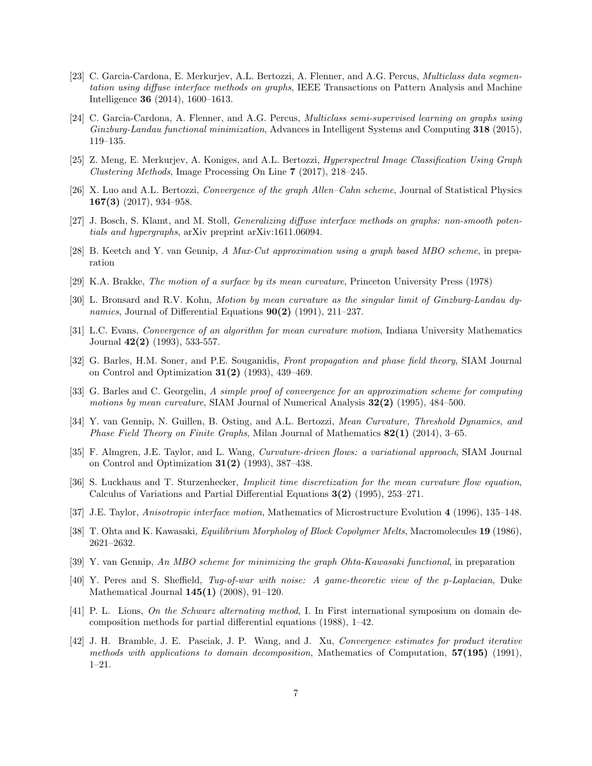[23] C. Garcia-Cardona, E. Merkurjev, A.L. Bertozzi, A. Flenner, and A.G. Percus, *Multiclass data segmentation using diffuse interface methods on graphs*, IEEE Transactions on Pattern Analysis and Machine Intelligence **36** (2014), 1600–1613.

[24] C. Garcia-Cardona, A. Flenner, and A.G. Percus, *Multiclass semi-supervised learning on graphs using Ginzburg-Landau functional minimization*, Advances in Intelligent Systems and Computing **318** (2015), 119–135.

[25] Z. Meng, E. Merkurjev, A. Koniges, and A.L. Bertozzi, *Hyperspectral Image Classification Using Graph Clustering Methods*, Image Processing On Line **7** (2017), 218–245.

[26] X. Luo and A.L. Bertozzi, *Convergence of the graph Allen–Cahn scheme*, Journal of Statistical Physics **167(3)** (2017), 934–958.

[27] J. Bosch, S. Klamt, and M. Stoll, *Generalizing diffuse interface methods on graphs: non-smooth potentials and hypergraphs*, arXiv preprint arXiv:1611.06094.

[28] B. Keetch and Y. van Gennip, *A Max-Cut approximation using a graph based MBO scheme*, in preparation

[29] K.A. Brakke, *The motion of a surface by its mean curvature*, Princeton University Press (1978)

[30] L. Bronsard and R.V. Kohn, *Motion by mean curvature as the singular limit of Ginzburg-Landau dynamics*, Journal of Differential Equations **90(2)** (1991), 211–237.

[31] L.C. Evans, *Convergence of an algorithm for mean curvature motion*, Indiana University Mathematics Journal **42(2)** (1993), 533-557.

[32] G. Barles, H.M. Soner, and P.E. Souganidis, *Front propagation and phase field theory*, SIAM Journal on Control and Optimization **31(2)** (1993), 439–469.

[33] G. Barles and C. Georgelin, *A simple proof of convergence for an approximation scheme for computing motions by mean curvature*, SIAM Journal of Numerical Analysis **32(2)** (1995), 484–500.

[34] Y. van Gennip, N. Guillen, B. Osting, and A.L. Bertozzi, *Mean Curvature, Threshold Dynamics, and Phase Field Theory on Finite Graphs*, Milan Journal of Mathematics **82(1)** (2014), 3–65.

[35] F. Almgren, J.E. Taylor, and L. Wang, *Curvature-driven flows: a variational approach*, SIAM Journal on Control and Optimization **31(2)** (1993), 387–438.

[36] S. Luckhaus and T. Sturzenhecker, *Implicit time discretization for the mean curvature flow equation*, Calculus of Variations and Partial Differential Equations **3(2)** (1995), 253–271.

[37] J.E. Taylor, *Anisotropic interface motion*, Mathematics of Microstructure Evolution **4** (1996), 135–148.

[38] T. Ohta and K. Kawasaki, *Equilibrium Morpholoy of Block Copolymer Melts*, Macromolecules **19** (1986), 2621–2632.

[39] Y. van Gennip, *An MBO scheme for minimizing the graph Ohta-Kawasaki functional*, in preparation

[40] Y. Peres and S. Sheffield, *Tug-of-war with noise: A game-theoretic view of the p-Laplacian*, Duke Mathematical Journal **145(1)** (2008), 91–120.

[41] P. L. Lions, *On the Schwarz alternating method*, I. In First international symposium on domain decomposition methods for partial differential equations (1988), 1–42.

[42] J. H. Bramble, J. E. Pasciak, J. P. Wang, and J. Xu, *Convergence estimates for product iterative methods with applications to domain decomposition*, Mathematics of Computation, **57(195)** (1991), 1–21.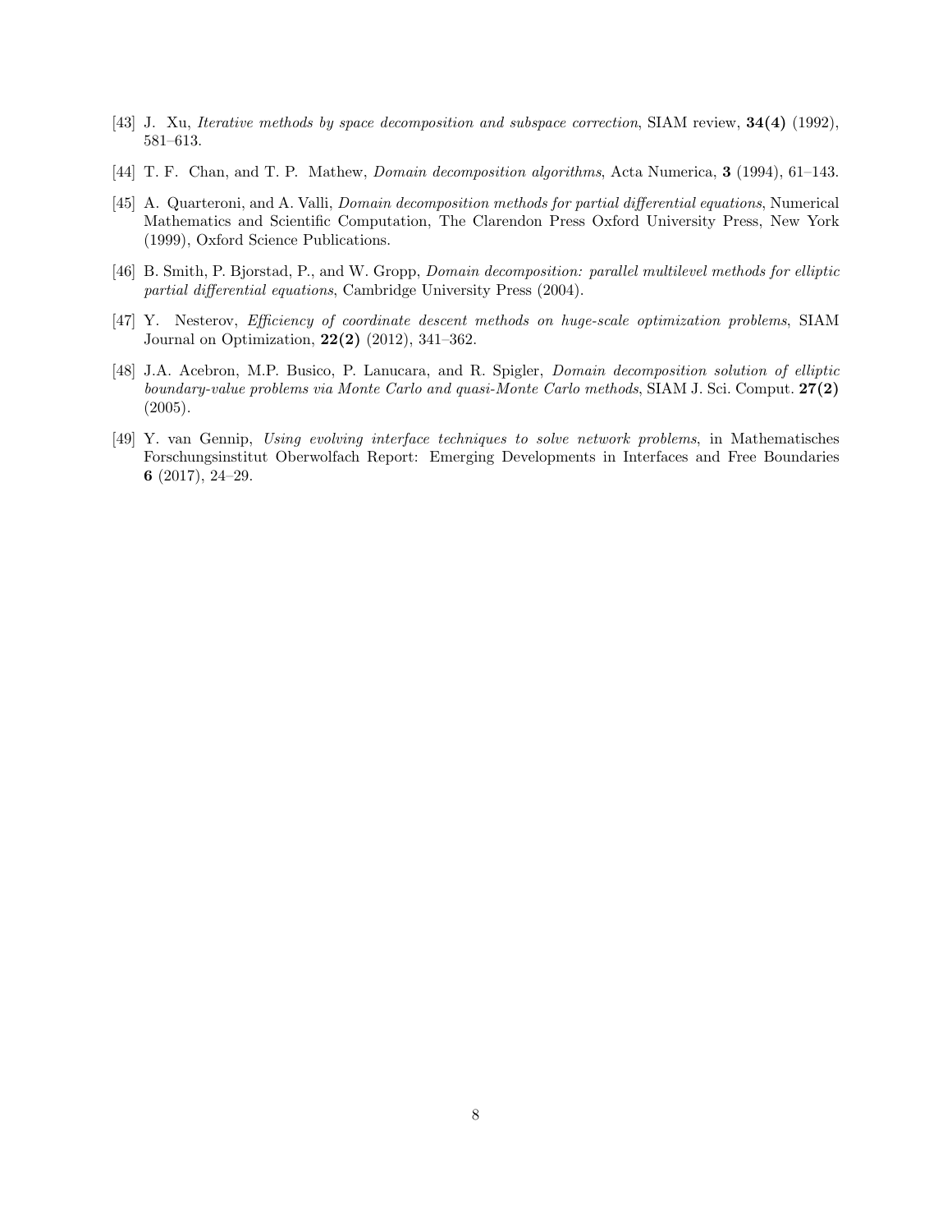[43] J. Xu, *Iterative methods by space decomposition and subspace correction*, SIAM review, **34(4)** (1992), 581–613.

[44] T. F. Chan, and T. P. Mathew, *Domain decomposition algorithms*, Acta Numerica, **3** (1994), 61–143.

[45] A. Quarteroni, and A. Valli, *Domain decomposition methods for partial differential equations*, Numerical Mathematics and Scientific Computation, The Clarendon Press Oxford University Press, New York (1999), Oxford Science Publications.

[46] B. Smith, P. Bjorstad, P., and W. Gropp, *Domain decomposition: parallel multilevel methods for elliptic partial differential equations*, Cambridge University Press (2004).

[47] Y. Nesterov, *Efficiency of coordinate descent methods on huge-scale optimization problems*, SIAM Journal on Optimization, **22(2)** (2012), 341–362.

[48] J.A. Acebron, M.P. Busico, P. Lanucara, and R. Spigler, *Domain decomposition solution of elliptic boundary-value problems via Monte Carlo and quasi-Monte Carlo methods*, SIAM J. Sci. Comput. **27(2)** (2005).

[49] Y. van Gennip, *Using evolving interface techniques to solve network problems*, in Mathematisches Forschungsinstitut Oberwolfach Report: Emerging Developments in Interfaces and Free Boundaries **6** (2017), 24–29.